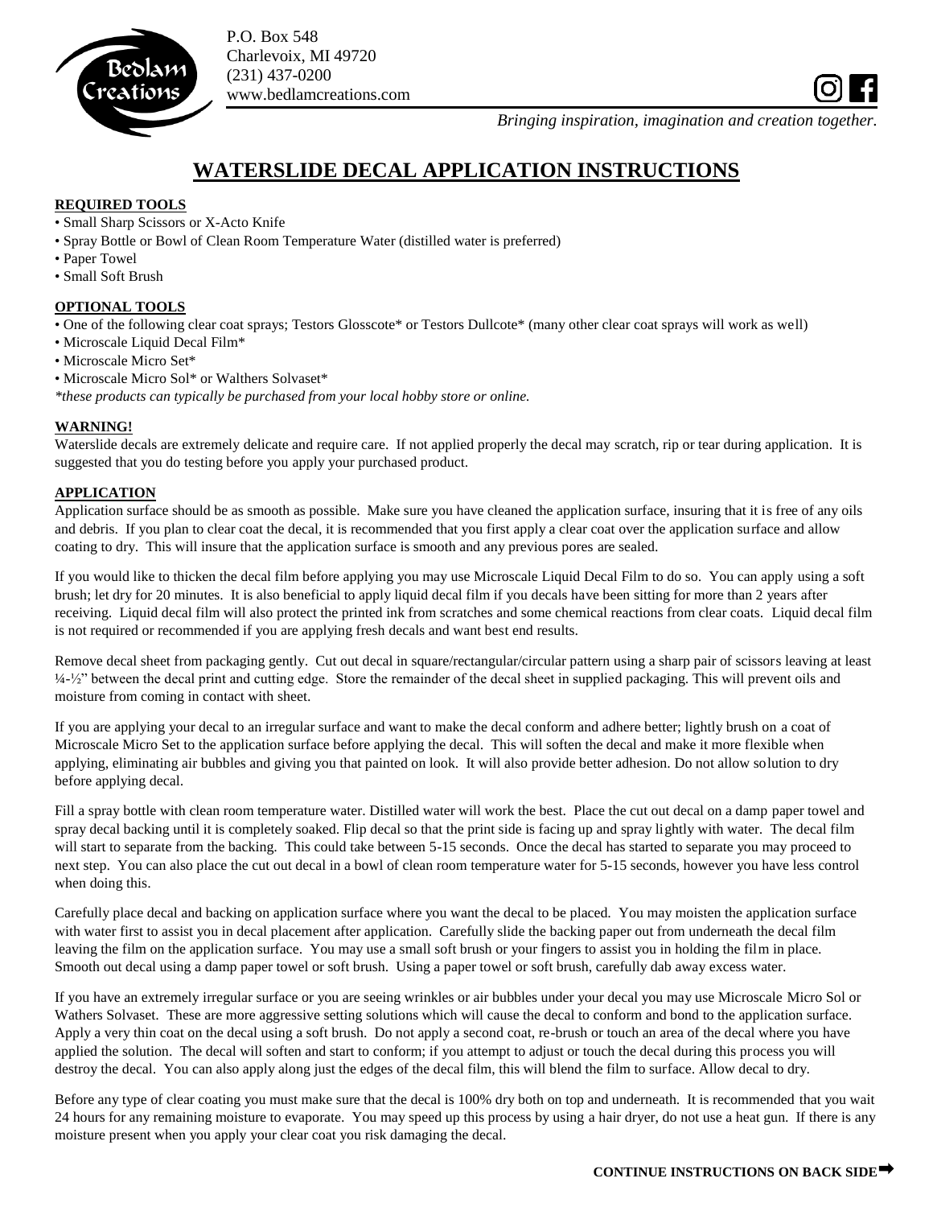P.O. Box 548
Charlevoix, MI 49720
(231) 437-0200
www.bedlamcreations.com

*Bringing inspiration, imagination and creation together.*

# WATERSLIDE DECAL APPLICATION INSTRUCTIONS

## REQUIRED TOOLS

- Small Sharp Scissors or X-Acto Knife
- Spray Bottle or Bowl of Clean Room Temperature Water (distilled water is preferred)
- Paper Towel
- Small Soft Brush

## OPTIONAL TOOLS

- One of the following clear coat sprays; Testors Glosscote* or Testors Dullcote* (many other clear coat sprays will work as well)
- Microscale Liquid Decal Film*
- Microscale Micro Set*
- Microscale Micro Sol* or Walthers Solvaset*

*\*these products can typically be purchased from your local hobby store or online.*

## WARNING!

Waterslide decals are extremely delicate and require care. If not applied properly the decal may scratch, rip or tear during application. It is suggested that you do testing before you apply your purchased product.

## APPLICATION

Application surface should be as smooth as possible. Make sure you have cleaned the application surface, insuring that it is free of any oils and debris. If you plan to clear coat the decal, it is recommended that you first apply a clear coat over the application surface and allow coating to dry. This will insure that the application surface is smooth and any previous pores are sealed.

If you would like to thicken the decal film before applying you may use Microscale Liquid Decal Film to do so. You can apply using a soft brush; let dry for 20 minutes. It is also beneficial to apply liquid decal film if you decals have been sitting for more than 2 years after receiving. Liquid decal film will also protect the printed ink from scratches and some chemical reactions from clear coats. Liquid decal film is not required or recommended if you are applying fresh decals and want best end results.

Remove decal sheet from packaging gently. Cut out decal in square/rectangular/circular pattern using a sharp pair of scissors leaving at least ¼-½" between the decal print and cutting edge. Store the remainder of the decal sheet in supplied packaging. This will prevent oils and moisture from coming in contact with sheet.

If you are applying your decal to an irregular surface and want to make the decal conform and adhere better; lightly brush on a coat of Microscale Micro Set to the application surface before applying the decal. This will soften the decal and make it more flexible when applying, eliminating air bubbles and giving you that painted on look. It will also provide better adhesion. Do not allow solution to dry before applying decal.

Fill a spray bottle with clean room temperature water. Distilled water will work the best. Place the cut out decal on a damp paper towel and spray decal backing until it is completely soaked. Flip decal so that the print side is facing up and spray lightly with water. The decal film will start to separate from the backing. This could take between 5-15 seconds. Once the decal has started to separate you may proceed to next step. You can also place the cut out decal in a bowl of clean room temperature water for 5-15 seconds, however you have less control when doing this.

Carefully place decal and backing on application surface where you want the decal to be placed. You may moisten the application surface with water first to assist you in decal placement after application. Carefully slide the backing paper out from underneath the decal film leaving the film on the application surface. You may use a small soft brush or your fingers to assist you in holding the film in place. Smooth out decal using a damp paper towel or soft brush. Using a paper towel or soft brush, carefully dab away excess water.

If you have an extremely irregular surface or you are seeing wrinkles or air bubbles under your decal you may use Microscale Micro Sol or Wathers Solvaset. These are more aggressive setting solutions which will cause the decal to conform and bond to the application surface. Apply a very thin coat on the decal using a soft brush. Do not apply a second coat, re-brush or touch an area of the decal where you have applied the solution. The decal will soften and start to conform; if you attempt to adjust or touch the decal during this process you will destroy the decal. You can also apply along just the edges of the decal film, this will blend the film to surface. Allow decal to dry.

Before any type of clear coating you must make sure that the decal is 100% dry both on top and underneath. It is recommended that you wait 24 hours for any remaining moisture to evaporate. You may speed up this process by using a hair dryer, do not use a heat gun. If there is any moisture present when you apply your clear coat you risk damaging the decal.

**CONTINUE INSTRUCTIONS ON BACK SIDE➡**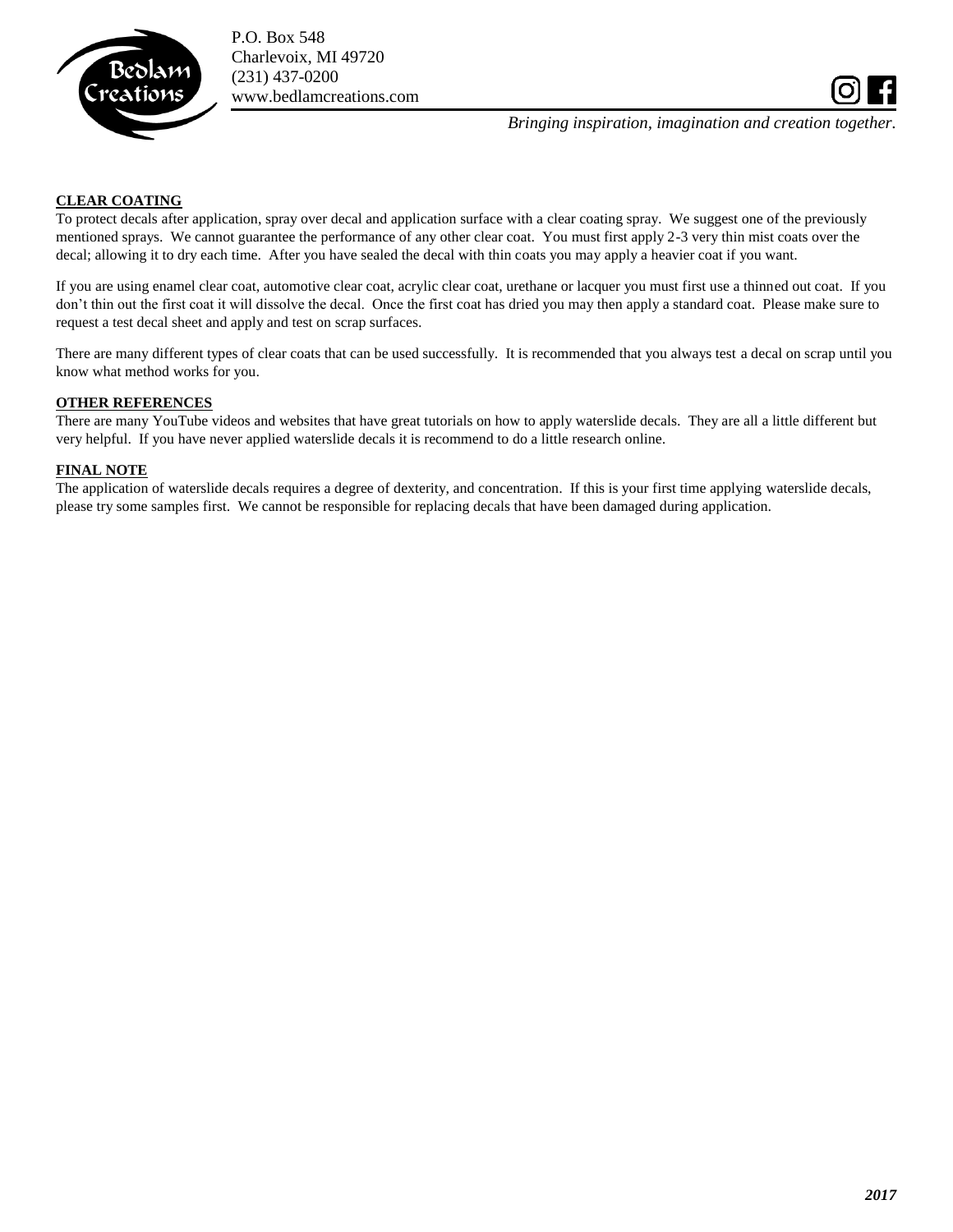P.O. Box 548
Charlevoix, MI 49720
(231) 437-0200
www.bedlamcreations.com

*Bringing inspiration, imagination and creation together.*

## CLEAR COATING

To protect decals after application, spray over decal and application surface with a clear coating spray. We suggest one of the previously mentioned sprays. We cannot guarantee the performance of any other clear coat. You must first apply 2-3 very thin mist coats over the decal; allowing it to dry each time. After you have sealed the decal with thin coats you may apply a heavier coat if you want.

If you are using enamel clear coat, automotive clear coat, acrylic clear coat, urethane or lacquer you must first use a thinned out coat. If you don't thin out the first coat it will dissolve the decal. Once the first coat has dried you may then apply a standard coat. Please make sure to request a test decal sheet and apply and test on scrap surfaces.

There are many different types of clear coats that can be used successfully. It is recommended that you always test a decal on scrap until you know what method works for you.

## OTHER REFERENCES

There are many YouTube videos and websites that have great tutorials on how to apply waterslide decals. They are all a little different but very helpful. If you have never applied waterslide decals it is recommend to do a little research online.

## FINAL NOTE

The application of waterslide decals requires a degree of dexterity, and concentration. If this is your first time applying waterslide decals, please try some samples first. We cannot be responsible for replacing decals that have been damaged during application.

***2017***